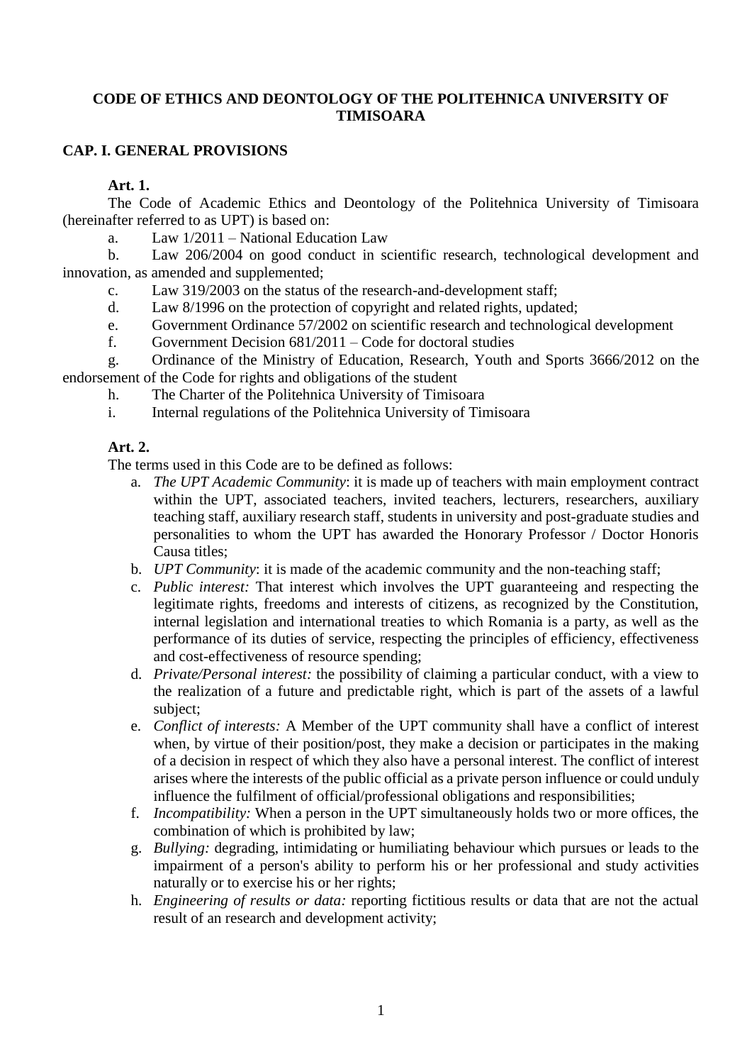# CODE OF ETHICS AND DEONTOLOGY OF THE POLITEHNICA UNIVERSITY OF TIMISOARA

## CAP. I. GENERAL PROVISIONS

**Art. 1.**

The Code of Academic Ethics and Deontology of the Politehnica University of Timisoara (hereinafter referred to as UPT) is based on:

a. Law 1/2011 – National Education Law

b. Law 206/2004 on good conduct in scientific research, technological development and innovation, as amended and supplemented;

c. Law 319/2003 on the status of the research-and-development staff;

d. Law 8/1996 on the protection of copyright and related rights, updated;

e. Government Ordinance 57/2002 on scientific research and technological development

f. Government Decision 681/2011 – Code for doctoral studies

g. Ordinance of the Ministry of Education, Research, Youth and Sports 3666/2012 on the endorsement of the Code for rights and obligations of the student

h. The Charter of the Politehnica University of Timisoara

i. Internal regulations of the Politehnica University of Timisoara

**Art. 2.**

The terms used in this Code are to be defined as follows:

a. *The UPT Academic Community*: it is made up of teachers with main employment contract within the UPT, associated teachers, invited teachers, lecturers, researchers, auxiliary teaching staff, auxiliary research staff, students in university and post-graduate studies and personalities to whom the UPT has awarded the Honorary Professor / Doctor Honoris Causa titles;

b. *UPT Community*: it is made of the academic community and the non-teaching staff;

c. *Public interest:* That interest which involves the UPT guaranteeing and respecting the legitimate rights, freedoms and interests of citizens, as recognized by the Constitution, internal legislation and international treaties to which Romania is a party, as well as the performance of its duties of service, respecting the principles of efficiency, effectiveness and cost-effectiveness of resource spending;

d. *Private/Personal interest:* the possibility of claiming a particular conduct, with a view to the realization of a future and predictable right, which is part of the assets of a lawful subject;

e. *Conflict of interests:* A Member of the UPT community shall have a conflict of interest when, by virtue of their position/post, they make a decision or participates in the making of a decision in respect of which they also have a personal interest. The conflict of interest arises where the interests of the public official as a private person influence or could unduly influence the fulfilment of official/professional obligations and responsibilities;

f. *Incompatibility:* When a person in the UPT simultaneously holds two or more offices, the combination of which is prohibited by law;

g. *Bullying:* degrading, intimidating or humiliating behaviour which pursues or leads to the impairment of a person's ability to perform his or her professional and study activities naturally or to exercise his or her rights;

h. *Engineering of results or data:* reporting fictitious results or data that are not the actual result of an research and development activity;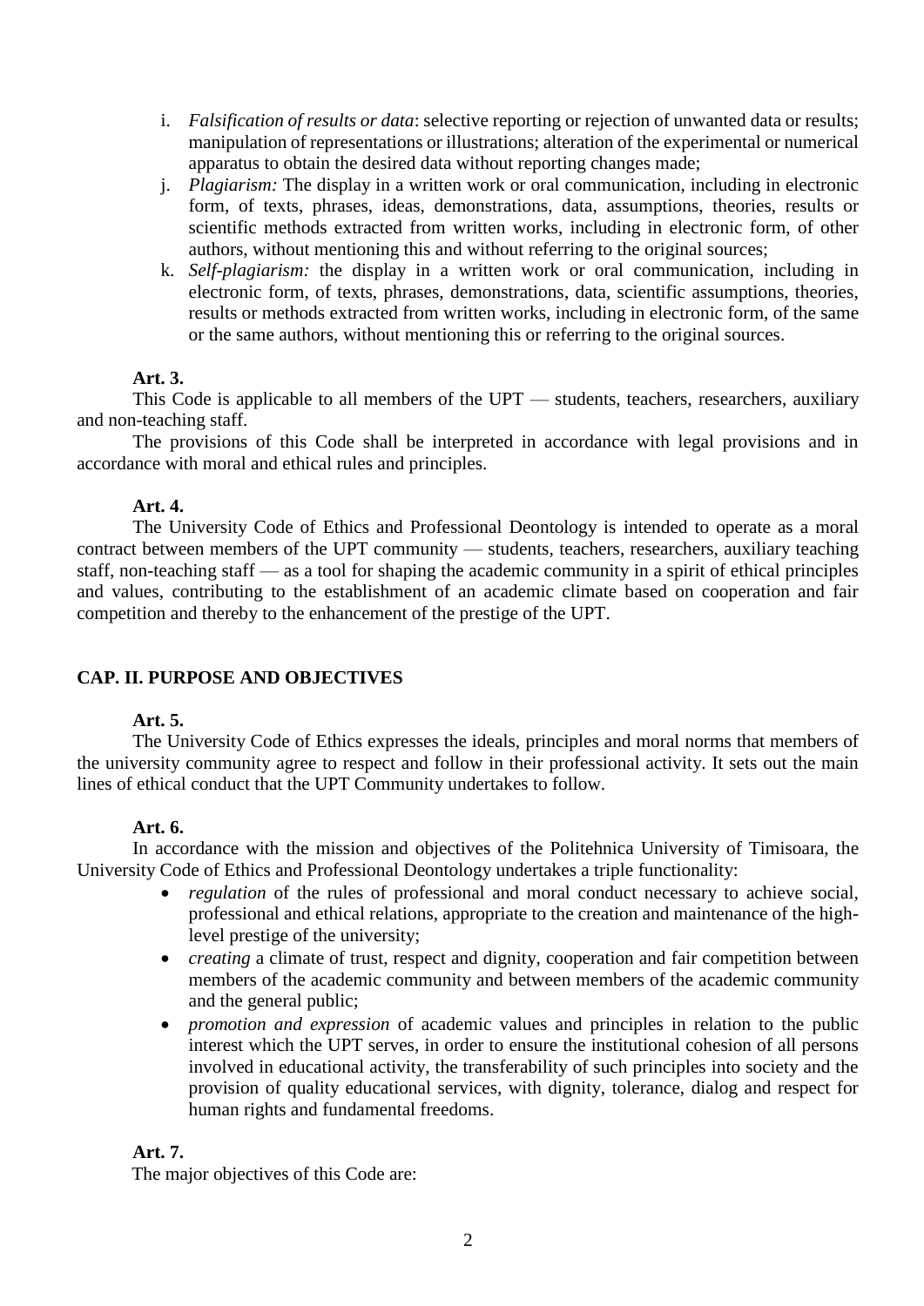i. *Falsification of results or data*: selective reporting or rejection of unwanted data or results; manipulation of representations or illustrations; alteration of the experimental or numerical apparatus to obtain the desired data without reporting changes made;

j. *Plagiarism:* The display in a written work or oral communication, including in electronic form, of texts, phrases, ideas, demonstrations, data, assumptions, theories, results or scientific methods extracted from written works, including in electronic form, of other authors, without mentioning this and without referring to the original sources;

k. *Self-plagiarism:* the display in a written work or oral communication, including in electronic form, of texts, phrases, demonstrations, data, scientific assumptions, theories, results or methods extracted from written works, including in electronic form, of the same or the same authors, without mentioning this or referring to the original sources.

**Art. 3.**

This Code is applicable to all members of the UPT — students, teachers, researchers, auxiliary and non-teaching staff.

The provisions of this Code shall be interpreted in accordance with legal provisions and in accordance with moral and ethical rules and principles.

**Art. 4.**

The University Code of Ethics and Professional Deontology is intended to operate as a moral contract between members of the UPT community — students, teachers, researchers, auxiliary teaching staff, non-teaching staff — as a tool for shaping the academic community in a spirit of ethical principles and values, contributing to the establishment of an academic climate based on cooperation and fair competition and thereby to the enhancement of the prestige of the UPT.

## CAP. II. PURPOSE AND OBJECTIVES

**Art. 5.**

The University Code of Ethics expresses the ideals, principles and moral norms that members of the university community agree to respect and follow in their professional activity. It sets out the main lines of ethical conduct that the UPT Community undertakes to follow.

**Art. 6.**

In accordance with the mission and objectives of the Politehnica University of Timisoara, the University Code of Ethics and Professional Deontology undertakes a triple functionality:

- *regulation* of the rules of professional and moral conduct necessary to achieve social, professional and ethical relations, appropriate to the creation and maintenance of the high-level prestige of the university;
- *creating* a climate of trust, respect and dignity, cooperation and fair competition between members of the academic community and between members of the academic community and the general public;
- *promotion and expression* of academic values and principles in relation to the public interest which the UPT serves, in order to ensure the institutional cohesion of all persons involved in educational activity, the transferability of such principles into society and the provision of quality educational services, with dignity, tolerance, dialog and respect for human rights and fundamental freedoms.

**Art. 7.**

The major objectives of this Code are: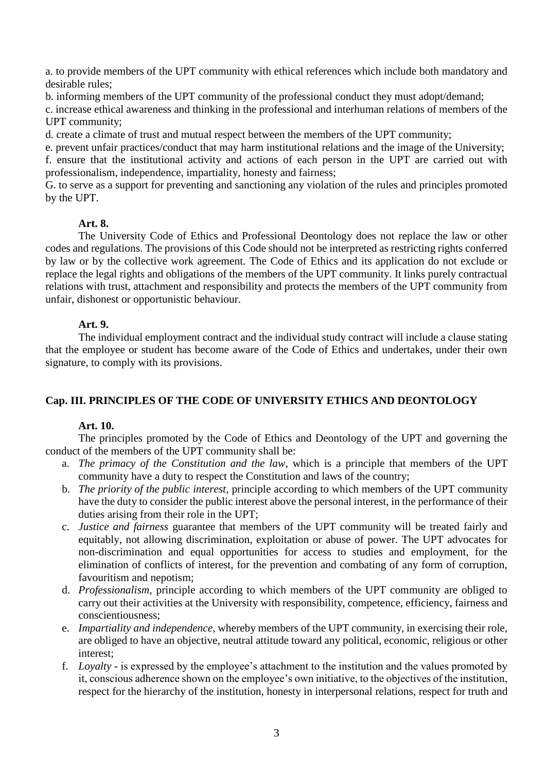a. to provide members of the UPT community with ethical references which include both mandatory and desirable rules;

b. informing members of the UPT community of the professional conduct they must adopt/demand;

c. increase ethical awareness and thinking in the professional and interhuman relations of members of the UPT community;

d. create a climate of trust and mutual respect between the members of the UPT community;

e. prevent unfair practices/conduct that may harm institutional relations and the image of the University;

f. ensure that the institutional activity and actions of each person in the UPT are carried out with professionalism, independence, impartiality, honesty and fairness;

G. to serve as a support for preventing and sanctioning any violation of the rules and principles promoted by the UPT.

**Art. 8.**

The University Code of Ethics and Professional Deontology does not replace the law or other codes and regulations. The provisions of this Code should not be interpreted as restricting rights conferred by law or by the collective work agreement. The Code of Ethics and its application do not exclude or replace the legal rights and obligations of the members of the UPT community. It links purely contractual relations with trust, attachment and responsibility and protects the members of the UPT community from unfair, dishonest or opportunistic behaviour.

**Art. 9.**

The individual employment contract and the individual study contract will include a clause stating that the employee or student has become aware of the Code of Ethics and undertakes, under their own signature, to comply with its provisions.

## Cap. III. PRINCIPLES OF THE CODE OF UNIVERSITY ETHICS AND DEONTOLOGY

**Art. 10.**

The principles promoted by the Code of Ethics and Deontology of the UPT and governing the conduct of the members of the UPT community shall be:

a. *The primacy of the Constitution and the law*, which is a principle that members of the UPT community have a duty to respect the Constitution and laws of the country;
b. *The priority of the public interest*, principle according to which members of the UPT community have the duty to consider the public interest above the personal interest, in the performance of their duties arising from their role in the UPT;
c. *Justice and fairness* guarantee that members of the UPT community will be treated fairly and equitably, not allowing discrimination, exploitation or abuse of power. The UPT advocates for non-discrimination and equal opportunities for access to studies and employment, for the elimination of conflicts of interest, for the prevention and combating of any form of corruption, favouritism and nepotism;
d. *Professionalism*, principle according to which members of the UPT community are obliged to carry out their activities at the University with responsibility, competence, efficiency, fairness and conscientiousness;
e. *Impartiality and independence*, whereby members of the UPT community, in exercising their role, are obliged to have an objective, neutral attitude toward any political, economic, religious or other interest;
f. *Loyalty* - is expressed by the employee's attachment to the institution and the values promoted by it, conscious adherence shown on the employee's own initiative, to the objectives of the institution, respect for the hierarchy of the institution, honesty in interpersonal relations, respect for truth and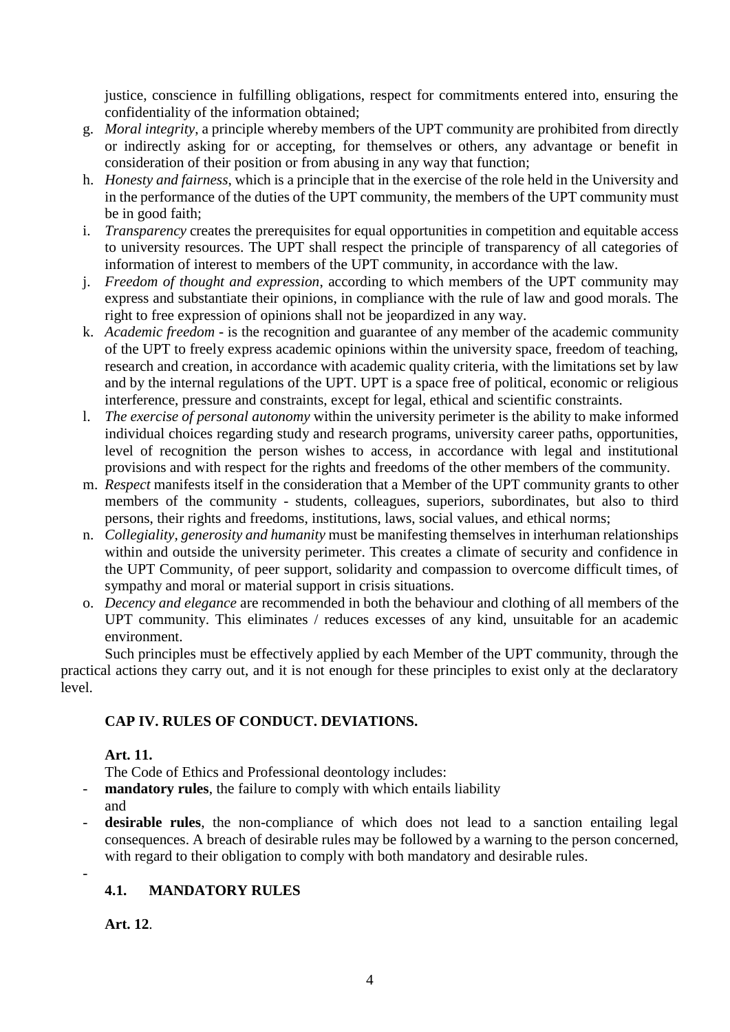justice, conscience in fulfilling obligations, respect for commitments entered into, ensuring the confidentiality of the information obtained;

g. *Moral integrity*, a principle whereby members of the UPT community are prohibited from directly or indirectly asking for or accepting, for themselves or others, any advantage or benefit in consideration of their position or from abusing in any way that function;
h. *Honesty and fairness*, which is a principle that in the exercise of the role held in the University and in the performance of the duties of the UPT community, the members of the UPT community must be in good faith;
i. *Transparency* creates the prerequisites for equal opportunities in competition and equitable access to university resources. The UPT shall respect the principle of transparency of all categories of information of interest to members of the UPT community, in accordance with the law.
j. *Freedom of thought and expression*, according to which members of the UPT community may express and substantiate their opinions, in compliance with the rule of law and good morals. The right to free expression of opinions shall not be jeopardized in any way.
k. *Academic freedom* - is the recognition and guarantee of any member of the academic community of the UPT to freely express academic opinions within the university space, freedom of teaching, research and creation, in accordance with academic quality criteria, with the limitations set by law and by the internal regulations of the UPT. UPT is a space free of political, economic or religious interference, pressure and constraints, except for legal, ethical and scientific constraints.
l. *The exercise of personal autonomy* within the university perimeter is the ability to make informed individual choices regarding study and research programs, university career paths, opportunities, level of recognition the person wishes to access, in accordance with legal and institutional provisions and with respect for the rights and freedoms of the other members of the community.
m. *Respect* manifests itself in the consideration that a Member of the UPT community grants to other members of the community - students, colleagues, superiors, subordinates, but also to third persons, their rights and freedoms, institutions, laws, social values, and ethical norms;
n. *Collegiality, generosity and humanity* must be manifesting themselves in interhuman relationships within and outside the university perimeter. This creates a climate of security and confidence in the UPT Community, of peer support, solidarity and compassion to overcome difficult times, of sympathy and moral or material support in crisis situations.
o. *Decency and elegance* are recommended in both the behaviour and clothing of all members of the UPT community. This eliminates / reduces excesses of any kind, unsuitable for an academic environment.

Such principles must be effectively applied by each Member of the UPT community, through the practical actions they carry out, and it is not enough for these principles to exist only at the declaratory level.

## CAP IV. RULES OF CONDUCT. DEVIATIONS.

**Art. 11.**

The Code of Ethics and Professional deontology includes:

- **mandatory rules**, the failure to comply with which entails liability
  and
- **desirable rules**, the non-compliance of which does not lead to a sanction entailing legal consequences. A breach of desirable rules may be followed by a warning to the person concerned, with regard to their obligation to comply with both mandatory and desirable rules.

### 4.1. MANDATORY RULES

**Art. 12**.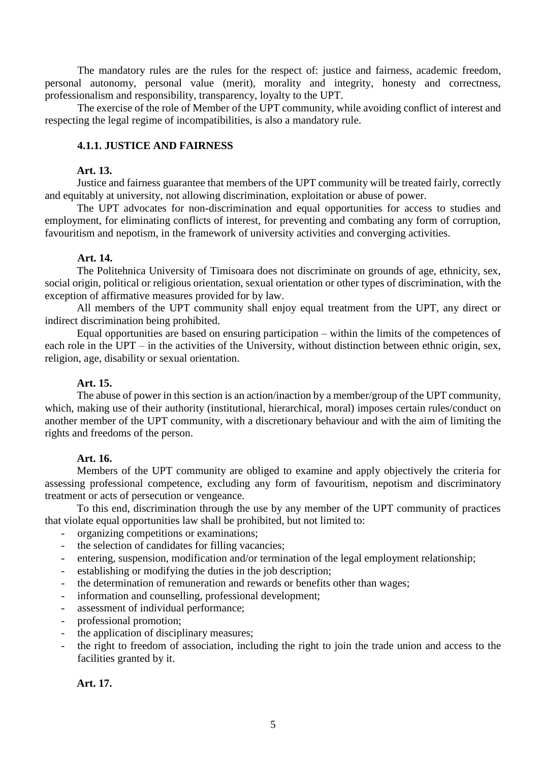The mandatory rules are the rules for the respect of: justice and fairness, academic freedom, personal autonomy, personal value (merit), morality and integrity, honesty and correctness, professionalism and responsibility, transparency, loyalty to the UPT.

The exercise of the role of Member of the UPT community, while avoiding conflict of interest and respecting the legal regime of incompatibilities, is also a mandatory rule.

### 4.1.1. JUSTICE AND FAIRNESS

**Art. 13.**

Justice and fairness guarantee that members of the UPT community will be treated fairly, correctly and equitably at university, not allowing discrimination, exploitation or abuse of power.

The UPT advocates for non-discrimination and equal opportunities for access to studies and employment, for eliminating conflicts of interest, for preventing and combating any form of corruption, favouritism and nepotism, in the framework of university activities and converging activities.

**Art. 14.**

The Politehnica University of Timisoara does not discriminate on grounds of age, ethnicity, sex, social origin, political or religious orientation, sexual orientation or other types of discrimination, with the exception of affirmative measures provided for by law.

All members of the UPT community shall enjoy equal treatment from the UPT, any direct or indirect discrimination being prohibited.

Equal opportunities are based on ensuring participation – within the limits of the competences of each role in the UPT – in the activities of the University, without distinction between ethnic origin, sex, religion, age, disability or sexual orientation.

**Art. 15.**

The abuse of power in this section is an action/inaction by a member/group of the UPT community, which, making use of their authority (institutional, hierarchical, moral) imposes certain rules/conduct on another member of the UPT community, with a discretionary behaviour and with the aim of limiting the rights and freedoms of the person.

**Art. 16.**

Members of the UPT community are obliged to examine and apply objectively the criteria for assessing professional competence, excluding any form of favouritism, nepotism and discriminatory treatment or acts of persecution or vengeance.

To this end, discrimination through the use by any member of the UPT community of practices that violate equal opportunities law shall be prohibited, but not limited to:

- organizing competitions or examinations;
- the selection of candidates for filling vacancies;
- entering, suspension, modification and/or termination of the legal employment relationship;
- establishing or modifying the duties in the job description;
- the determination of remuneration and rewards or benefits other than wages;
- information and counselling, professional development;
- assessment of individual performance;
- professional promotion;
- the application of disciplinary measures;
- the right to freedom of association, including the right to join the trade union and access to the facilities granted by it.

**Art. 17.**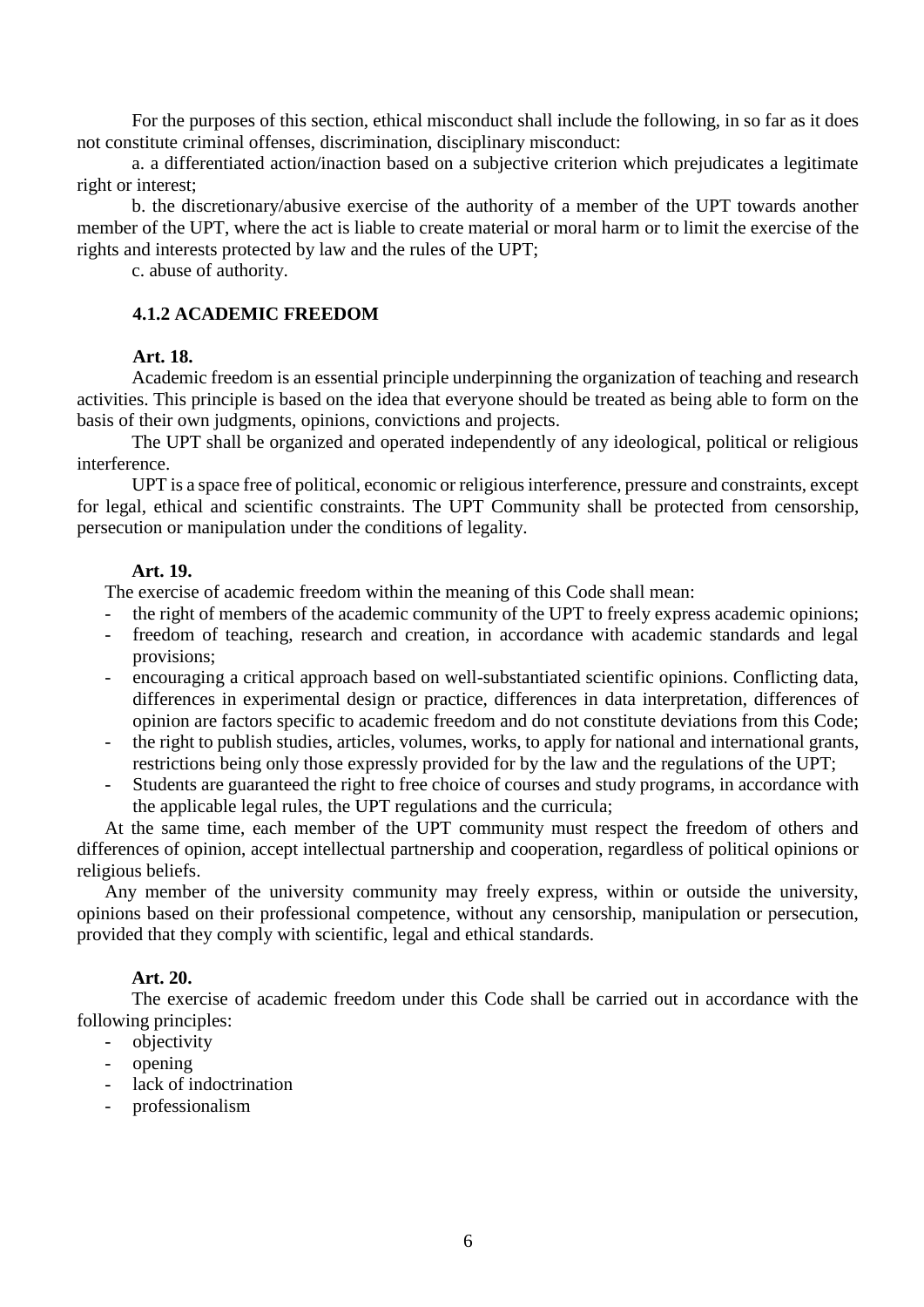For the purposes of this section, ethical misconduct shall include the following, in so far as it does not constitute criminal offenses, discrimination, disciplinary misconduct:

a. a differentiated action/inaction based on a subjective criterion which prejudicates a legitimate right or interest;

b. the discretionary/abusive exercise of the authority of a member of the UPT towards another member of the UPT, where the act is liable to create material or moral harm or to limit the exercise of the rights and interests protected by law and the rules of the UPT;

c. abuse of authority.

### 4.1.2 ACADEMIC FREEDOM

**Art. 18.**

Academic freedom is an essential principle underpinning the organization of teaching and research activities. This principle is based on the idea that everyone should be treated as being able to form on the basis of their own judgments, opinions, convictions and projects.

The UPT shall be organized and operated independently of any ideological, political or religious interference.

UPT is a space free of political, economic or religious interference, pressure and constraints, except for legal, ethical and scientific constraints. The UPT Community shall be protected from censorship, persecution or manipulation under the conditions of legality.

**Art. 19.**

The exercise of academic freedom within the meaning of this Code shall mean:

- the right of members of the academic community of the UPT to freely express academic opinions;
- freedom of teaching, research and creation, in accordance with academic standards and legal provisions;
- encouraging a critical approach based on well-substantiated scientific opinions. Conflicting data, differences in experimental design or practice, differences in data interpretation, differences of opinion are factors specific to academic freedom and do not constitute deviations from this Code;
- the right to publish studies, articles, volumes, works, to apply for national and international grants, restrictions being only those expressly provided for by the law and the regulations of the UPT;
- Students are guaranteed the right to free choice of courses and study programs, in accordance with the applicable legal rules, the UPT regulations and the curricula;

At the same time, each member of the UPT community must respect the freedom of others and differences of opinion, accept intellectual partnership and cooperation, regardless of political opinions or religious beliefs.

Any member of the university community may freely express, within or outside the university, opinions based on their professional competence, without any censorship, manipulation or persecution, provided that they comply with scientific, legal and ethical standards.

**Art. 20.**

The exercise of academic freedom under this Code shall be carried out in accordance with the following principles:

- objectivity
- opening
- lack of indoctrination
- professionalism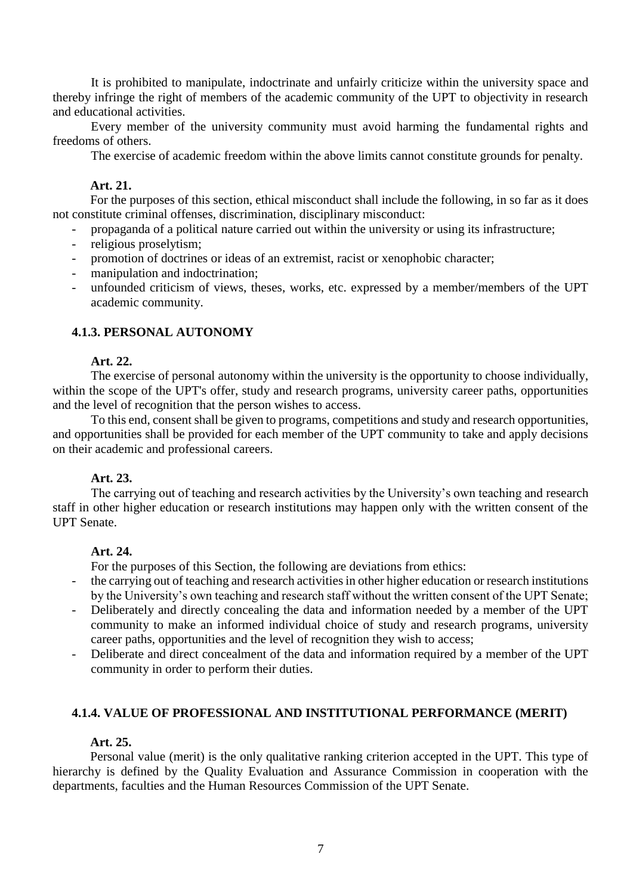It is prohibited to manipulate, indoctrinate and unfairly criticize within the university space and thereby infringe the right of members of the academic community of the UPT to objectivity in research and educational activities.

Every member of the university community must avoid harming the fundamental rights and freedoms of others.

The exercise of academic freedom within the above limits cannot constitute grounds for penalty.

**Art. 21.**

For the purposes of this section, ethical misconduct shall include the following, in so far as it does not constitute criminal offenses, discrimination, disciplinary misconduct:

- propaganda of a political nature carried out within the university or using its infrastructure;
- religious proselytism;
- promotion of doctrines or ideas of an extremist, racist or xenophobic character;
- manipulation and indoctrination;
- unfounded criticism of views, theses, works, etc. expressed by a member/members of the UPT academic community.

### 4.1.3. PERSONAL AUTONOMY

**Art. 22.**

The exercise of personal autonomy within the university is the opportunity to choose individually, within the scope of the UPT's offer, study and research programs, university career paths, opportunities and the level of recognition that the person wishes to access.

To this end, consent shall be given to programs, competitions and study and research opportunities, and opportunities shall be provided for each member of the UPT community to take and apply decisions on their academic and professional careers.

**Art. 23.**

The carrying out of teaching and research activities by the University's own teaching and research staff in other higher education or research institutions may happen only with the written consent of the UPT Senate.

**Art. 24.**

For the purposes of this Section, the following are deviations from ethics:

- the carrying out of teaching and research activities in other higher education or research institutions by the University's own teaching and research staff without the written consent of the UPT Senate;
- Deliberately and directly concealing the data and information needed by a member of the UPT community to make an informed individual choice of study and research programs, university career paths, opportunities and the level of recognition they wish to access;
- Deliberate and direct concealment of the data and information required by a member of the UPT community in order to perform their duties.

### 4.1.4. VALUE OF PROFESSIONAL AND INSTITUTIONAL PERFORMANCE (MERIT)

**Art. 25.**

Personal value (merit) is the only qualitative ranking criterion accepted in the UPT. This type of hierarchy is defined by the Quality Evaluation and Assurance Commission in cooperation with the departments, faculties and the Human Resources Commission of the UPT Senate.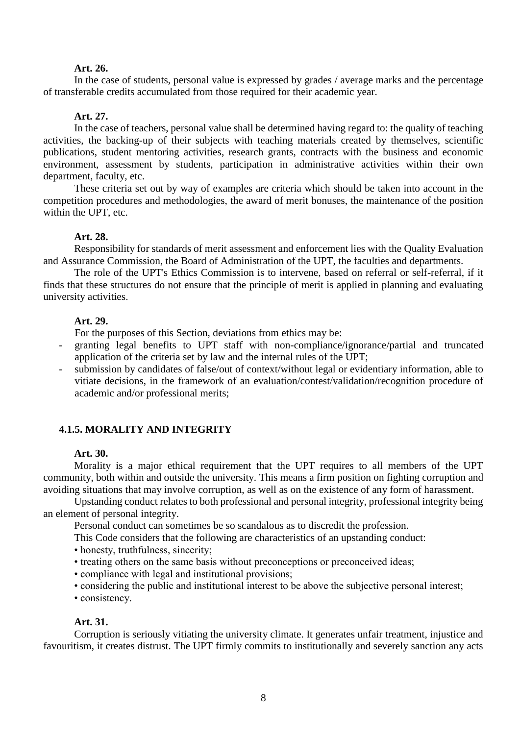**Art. 26.**

In the case of students, personal value is expressed by grades / average marks and the percentage of transferable credits accumulated from those required for their academic year.

**Art. 27.**

In the case of teachers, personal value shall be determined having regard to: the quality of teaching activities, the backing-up of their subjects with teaching materials created by themselves, scientific publications, student mentoring activities, research grants, contracts with the business and economic environment, assessment by students, participation in administrative activities within their own department, faculty, etc.

These criteria set out by way of examples are criteria which should be taken into account in the competition procedures and methodologies, the award of merit bonuses, the maintenance of the position within the UPT, etc.

**Art. 28.**

Responsibility for standards of merit assessment and enforcement lies with the Quality Evaluation and Assurance Commission, the Board of Administration of the UPT, the faculties and departments.

The role of the UPT's Ethics Commission is to intervene, based on referral or self-referral, if it finds that these structures do not ensure that the principle of merit is applied in planning and evaluating university activities.

**Art. 29.**

For the purposes of this Section, deviations from ethics may be:

- granting legal benefits to UPT staff with non-compliance/ignorance/partial and truncated application of the criteria set by law and the internal rules of the UPT;
- submission by candidates of false/out of context/without legal or evidentiary information, able to vitiate decisions, in the framework of an evaluation/contest/validation/recognition procedure of academic and/or professional merits;

### 4.1.5. MORALITY AND INTEGRITY

**Art. 30.**

Morality is a major ethical requirement that the UPT requires to all members of the UPT community, both within and outside the university. This means a firm position on fighting corruption and avoiding situations that may involve corruption, as well as on the existence of any form of harassment.

Upstanding conduct relates to both professional and personal integrity, professional integrity being an element of personal integrity.

Personal conduct can sometimes be so scandalous as to discredit the profession.

This Code considers that the following are characteristics of an upstanding conduct:

- honesty, truthfulness, sincerity;
- treating others on the same basis without preconceptions or preconceived ideas;
- compliance with legal and institutional provisions;
- considering the public and institutional interest to be above the subjective personal interest;
- consistency.

**Art. 31.**

Corruption is seriously vitiating the university climate. It generates unfair treatment, injustice and favouritism, it creates distrust. The UPT firmly commits to institutionally and severely sanction any acts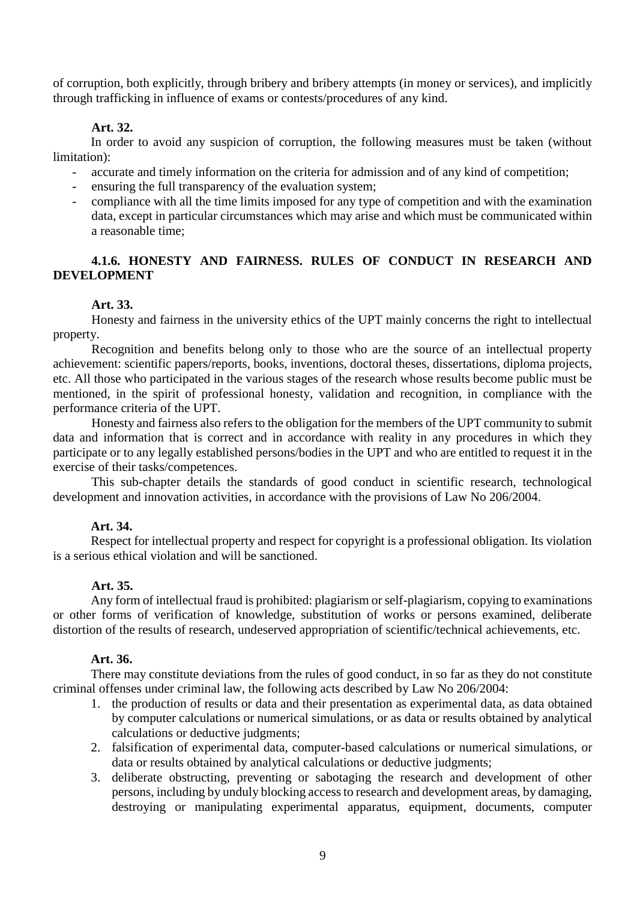of corruption, both explicitly, through bribery and bribery attempts (in money or services), and implicitly through trafficking in influence of exams or contests/procedures of any kind.

**Art. 32.**

In order to avoid any suspicion of corruption, the following measures must be taken (without limitation):

- accurate and timely information on the criteria for admission and of any kind of competition;
- ensuring the full transparency of the evaluation system;
- compliance with all the time limits imposed for any type of competition and with the examination data, except in particular circumstances which may arise and which must be communicated within a reasonable time;

### 4.1.6. HONESTY AND FAIRNESS. RULES OF CONDUCT IN RESEARCH AND DEVELOPMENT

**Art. 33.**

Honesty and fairness in the university ethics of the UPT mainly concerns the right to intellectual property.

Recognition and benefits belong only to those who are the source of an intellectual property achievement: scientific papers/reports, books, inventions, doctoral theses, dissertations, diploma projects, etc. All those who participated in the various stages of the research whose results become public must be mentioned, in the spirit of professional honesty, validation and recognition, in compliance with the performance criteria of the UPT.

Honesty and fairness also refers to the obligation for the members of the UPT community to submit data and information that is correct and in accordance with reality in any procedures in which they participate or to any legally established persons/bodies in the UPT and who are entitled to request it in the exercise of their tasks/competences.

This sub-chapter details the standards of good conduct in scientific research, technological development and innovation activities, in accordance with the provisions of Law No 206/2004.

**Art. 34.**

Respect for intellectual property and respect for copyright is a professional obligation. Its violation is a serious ethical violation and will be sanctioned.

**Art. 35.**

Any form of intellectual fraud is prohibited: plagiarism or self-plagiarism, copying to examinations or other forms of verification of knowledge, substitution of works or persons examined, deliberate distortion of the results of research, undeserved appropriation of scientific/technical achievements, etc.

**Art. 36.**

There may constitute deviations from the rules of good conduct, in so far as they do not constitute criminal offenses under criminal law, the following acts described by Law No 206/2004:

1. the production of results or data and their presentation as experimental data, as data obtained by computer calculations or numerical simulations, or as data or results obtained by analytical calculations or deductive judgments;
2. falsification of experimental data, computer-based calculations or numerical simulations, or data or results obtained by analytical calculations or deductive judgments;
3. deliberate obstructing, preventing or sabotaging the research and development of other persons, including by unduly blocking access to research and development areas, by damaging, destroying or manipulating experimental apparatus, equipment, documents, computer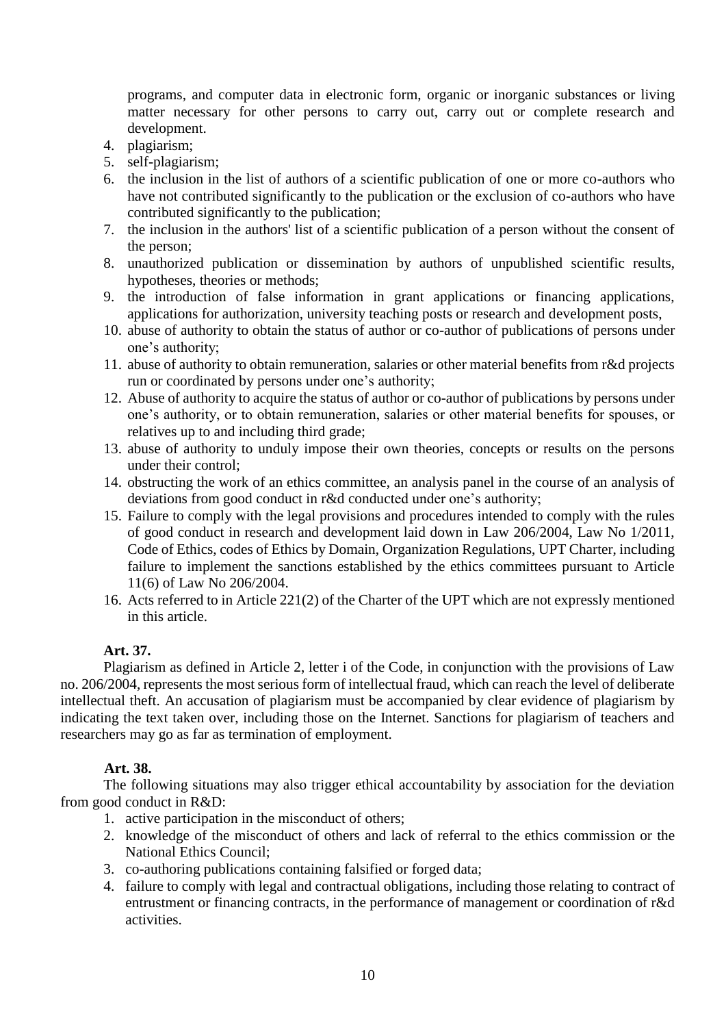programs, and computer data in electronic form, organic or inorganic substances or living matter necessary for other persons to carry out, carry out or complete research and development.

4. plagiarism;
5. self-plagiarism;
6. the inclusion in the list of authors of a scientific publication of one or more co-authors who have not contributed significantly to the publication or the exclusion of co-authors who have contributed significantly to the publication;
7. the inclusion in the authors' list of a scientific publication of a person without the consent of the person;
8. unauthorized publication or dissemination by authors of unpublished scientific results, hypotheses, theories or methods;
9. the introduction of false information in grant applications or financing applications, applications for authorization, university teaching posts or research and development posts,
10. abuse of authority to obtain the status of author or co-author of publications of persons under one's authority;
11. abuse of authority to obtain remuneration, salaries or other material benefits from r&d projects run or coordinated by persons under one's authority;
12. Abuse of authority to acquire the status of author or co-author of publications by persons under one's authority, or to obtain remuneration, salaries or other material benefits for spouses, or relatives up to and including third grade;
13. abuse of authority to unduly impose their own theories, concepts or results on the persons under their control;
14. obstructing the work of an ethics committee, an analysis panel in the course of an analysis of deviations from good conduct in r&d conducted under one's authority;
15. Failure to comply with the legal provisions and procedures intended to comply with the rules of good conduct in research and development laid down in Law 206/2004, Law No 1/2011, Code of Ethics, codes of Ethics by Domain, Organization Regulations, UPT Charter, including failure to implement the sanctions established by the ethics committees pursuant to Article 11(6) of Law No 206/2004.
16. Acts referred to in Article 221(2) of the Charter of the UPT which are not expressly mentioned in this article.

**Art. 37.**

Plagiarism as defined in Article 2, letter i of the Code, in conjunction with the provisions of Law no. 206/2004, represents the most serious form of intellectual fraud, which can reach the level of deliberate intellectual theft. An accusation of plagiarism must be accompanied by clear evidence of plagiarism by indicating the text taken over, including those on the Internet. Sanctions for plagiarism of teachers and researchers may go as far as termination of employment.

**Art. 38.**

The following situations may also trigger ethical accountability by association for the deviation from good conduct in R&D:

1. active participation in the misconduct of others;
2. knowledge of the misconduct of others and lack of referral to the ethics commission or the National Ethics Council;
3. co-authoring publications containing falsified or forged data;
4. failure to comply with legal and contractual obligations, including those relating to contract of entrustment or financing contracts, in the performance of management or coordination of r&d activities.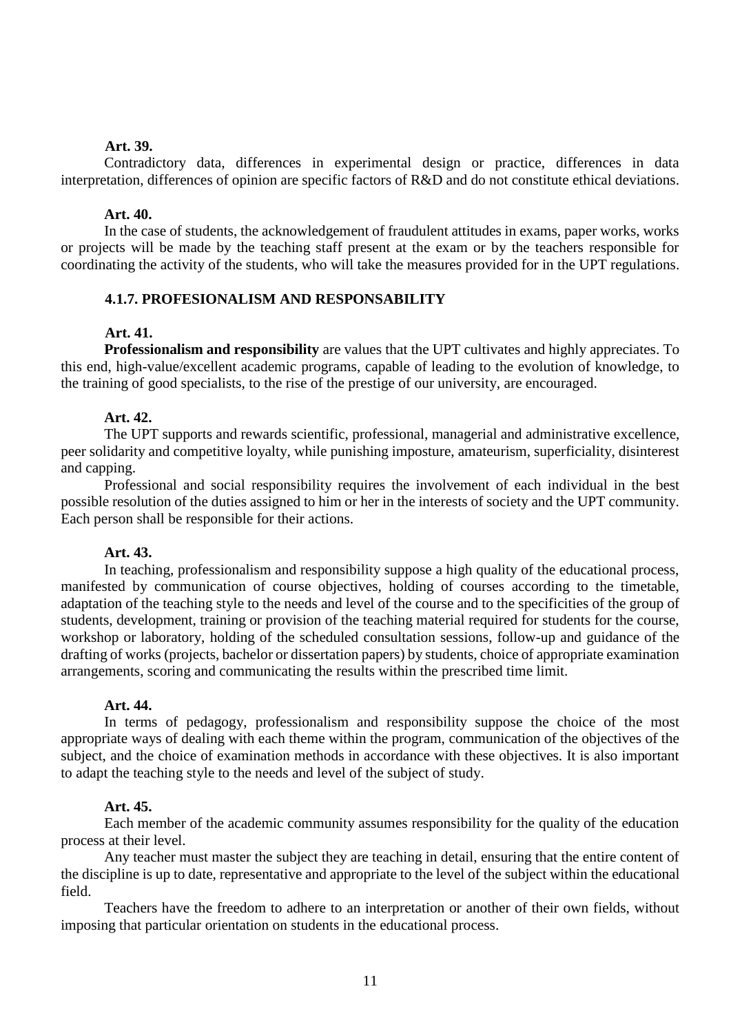**Art. 39.**

Contradictory data, differences in experimental design or practice, differences in data interpretation, differences of opinion are specific factors of R&D and do not constitute ethical deviations.

**Art. 40.**

In the case of students, the acknowledgement of fraudulent attitudes in exams, paper works, works or projects will be made by the teaching staff present at the exam or by the teachers responsible for coordinating the activity of the students, who will take the measures provided for in the UPT regulations.

### 4.1.7. PROFESIONALISM AND RESPONSABILITY

**Art. 41.**

**Professionalism and responsibility** are values that the UPT cultivates and highly appreciates. To this end, high-value/excellent academic programs, capable of leading to the evolution of knowledge, to the training of good specialists, to the rise of the prestige of our university, are encouraged.

**Art. 42.**

The UPT supports and rewards scientific, professional, managerial and administrative excellence, peer solidarity and competitive loyalty, while punishing imposture, amateurism, superficiality, disinterest and capping.

Professional and social responsibility requires the involvement of each individual in the best possible resolution of the duties assigned to him or her in the interests of society and the UPT community. Each person shall be responsible for their actions.

**Art. 43.**

In teaching, professionalism and responsibility suppose a high quality of the educational process, manifested by communication of course objectives, holding of courses according to the timetable, adaptation of the teaching style to the needs and level of the course and to the specificities of the group of students, development, training or provision of the teaching material required for students for the course, workshop or laboratory, holding of the scheduled consultation sessions, follow-up and guidance of the drafting of works (projects, bachelor or dissertation papers) by students, choice of appropriate examination arrangements, scoring and communicating the results within the prescribed time limit.

**Art. 44.**

In terms of pedagogy, professionalism and responsibility suppose the choice of the most appropriate ways of dealing with each theme within the program, communication of the objectives of the subject, and the choice of examination methods in accordance with these objectives. It is also important to adapt the teaching style to the needs and level of the subject of study.

**Art. 45.**

Each member of the academic community assumes responsibility for the quality of the education process at their level.

Any teacher must master the subject they are teaching in detail, ensuring that the entire content of the discipline is up to date, representative and appropriate to the level of the subject within the educational field.

Teachers have the freedom to adhere to an interpretation or another of their own fields, without imposing that particular orientation on students in the educational process.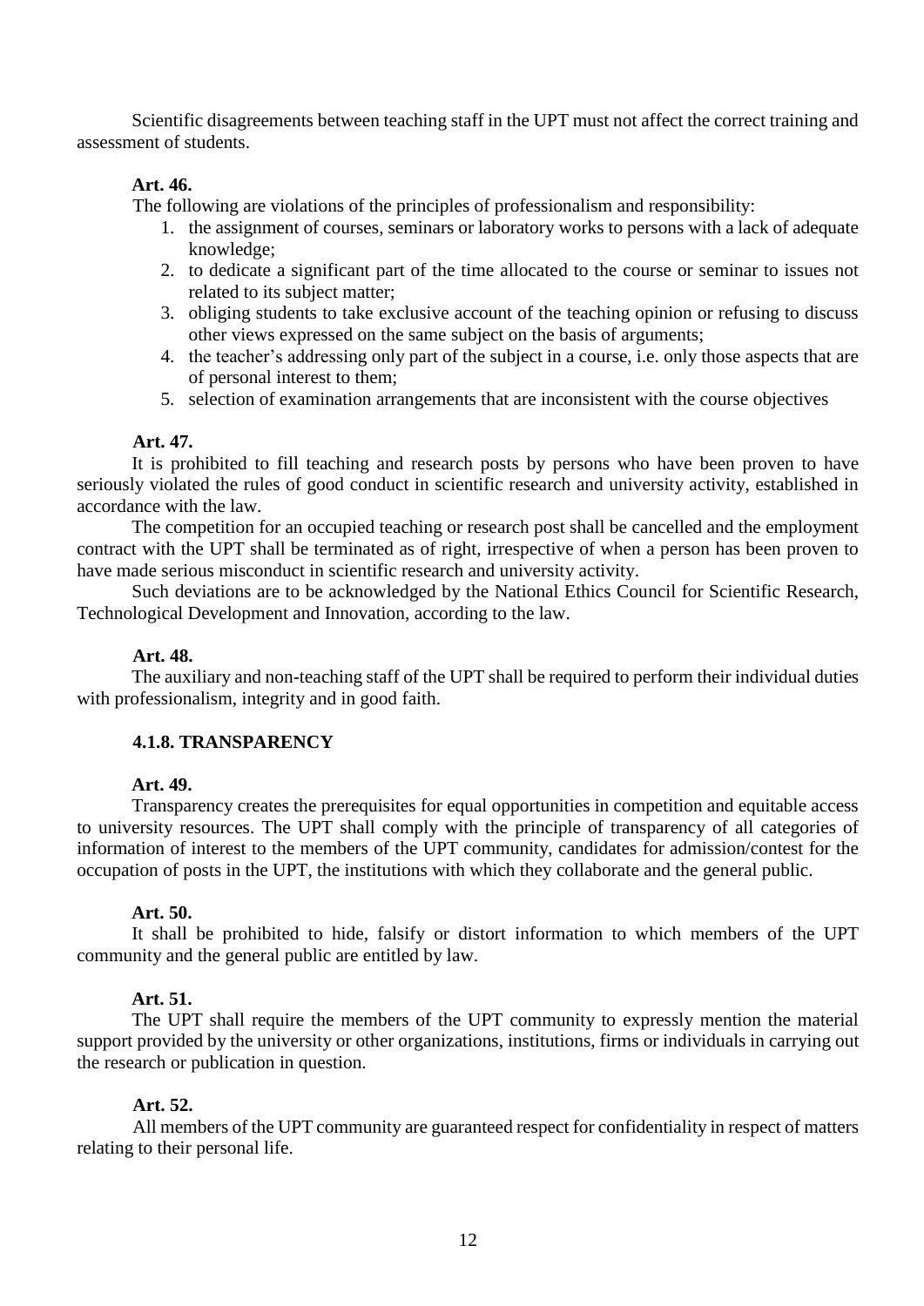Scientific disagreements between teaching staff in the UPT must not affect the correct training and assessment of students.

**Art. 46.**

The following are violations of the principles of professionalism and responsibility:

1. the assignment of courses, seminars or laboratory works to persons with a lack of adequate knowledge;
2. to dedicate a significant part of the time allocated to the course or seminar to issues not related to its subject matter;
3. obliging students to take exclusive account of the teaching opinion or refusing to discuss other views expressed on the same subject on the basis of arguments;
4. the teacher's addressing only part of the subject in a course, i.e. only those aspects that are of personal interest to them;
5. selection of examination arrangements that are inconsistent with the course objectives

**Art. 47.**

It is prohibited to fill teaching and research posts by persons who have been proven to have seriously violated the rules of good conduct in scientific research and university activity, established in accordance with the law.

The competition for an occupied teaching or research post shall be cancelled and the employment contract with the UPT shall be terminated as of right, irrespective of when a person has been proven to have made serious misconduct in scientific research and university activity.

Such deviations are to be acknowledged by the National Ethics Council for Scientific Research, Technological Development and Innovation, according to the law.

**Art. 48.**

The auxiliary and non-teaching staff of the UPT shall be required to perform their individual duties with professionalism, integrity and in good faith.

### 4.1.8. TRANSPARENCY

**Art. 49.**

Transparency creates the prerequisites for equal opportunities in competition and equitable access to university resources. The UPT shall comply with the principle of transparency of all categories of information of interest to the members of the UPT community, candidates for admission/contest for the occupation of posts in the UPT, the institutions with which they collaborate and the general public.

**Art. 50.**

It shall be prohibited to hide, falsify or distort information to which members of the UPT community and the general public are entitled by law.

**Art. 51.**

The UPT shall require the members of the UPT community to expressly mention the material support provided by the university or other organizations, institutions, firms or individuals in carrying out the research or publication in question.

**Art. 52.**

All members of the UPT community are guaranteed respect for confidentiality in respect of matters relating to their personal life.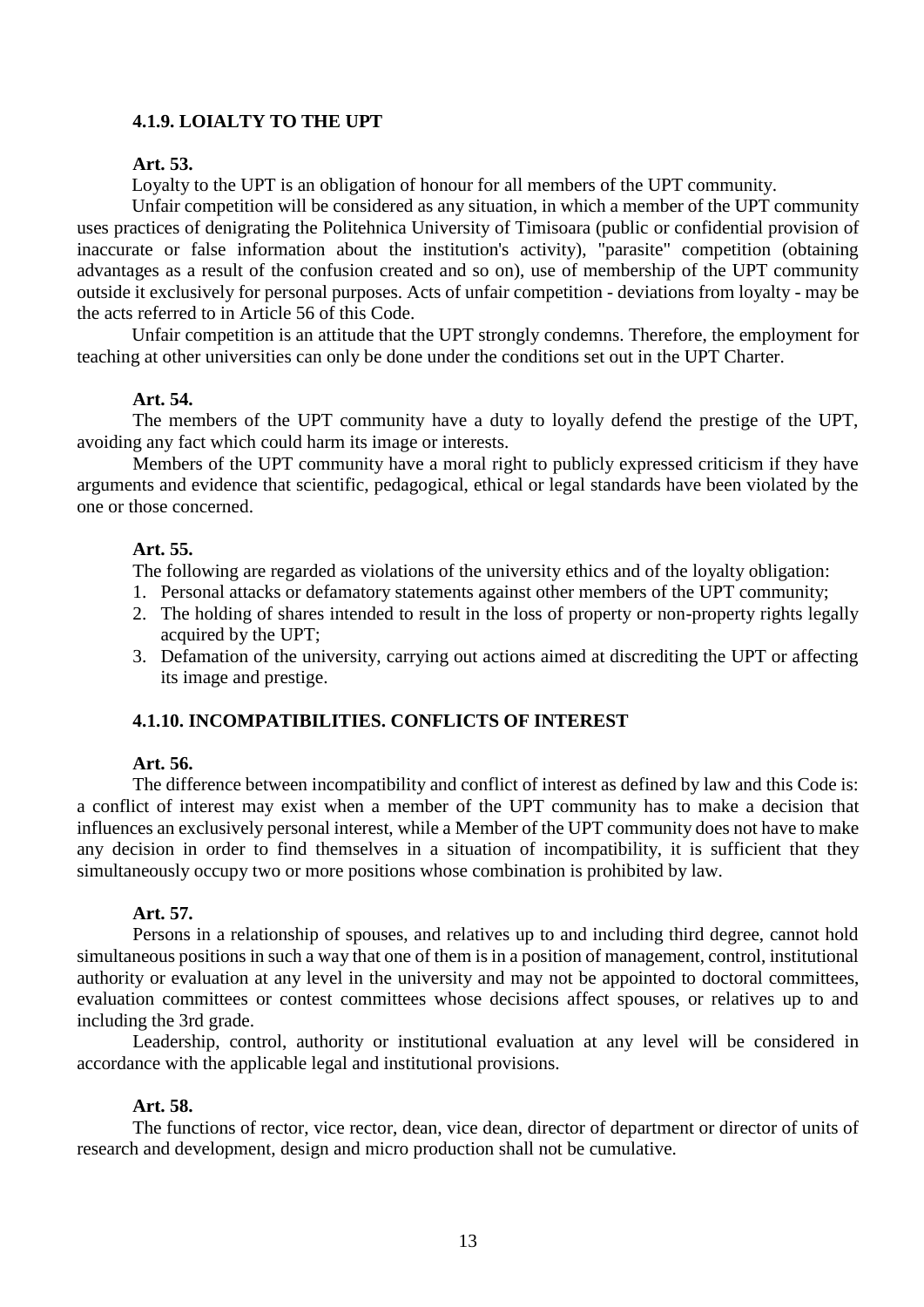### 4.1.9. LOIALTY TO THE UPT

**Art. 53.**

Loyalty to the UPT is an obligation of honour for all members of the UPT community.

Unfair competition will be considered as any situation, in which a member of the UPT community uses practices of denigrating the Politehnica University of Timisoara (public or confidential provision of inaccurate or false information about the institution's activity), "parasite" competition (obtaining advantages as a result of the confusion created and so on), use of membership of the UPT community outside it exclusively for personal purposes. Acts of unfair competition - deviations from loyalty - may be the acts referred to in Article 56 of this Code.

Unfair competition is an attitude that the UPT strongly condemns. Therefore, the employment for teaching at other universities can only be done under the conditions set out in the UPT Charter.

**Art. 54.**

The members of the UPT community have a duty to loyally defend the prestige of the UPT, avoiding any fact which could harm its image or interests.

Members of the UPT community have a moral right to publicly expressed criticism if they have arguments and evidence that scientific, pedagogical, ethical or legal standards have been violated by the one or those concerned.

**Art. 55.**

The following are regarded as violations of the university ethics and of the loyalty obligation:

1. Personal attacks or defamatory statements against other members of the UPT community;
2. The holding of shares intended to result in the loss of property or non-property rights legally acquired by the UPT;
3. Defamation of the university, carrying out actions aimed at discrediting the UPT or affecting its image and prestige.

### 4.1.10. INCOMPATIBILITIES. CONFLICTS OF INTEREST

**Art. 56.**

The difference between incompatibility and conflict of interest as defined by law and this Code is: a conflict of interest may exist when a member of the UPT community has to make a decision that influences an exclusively personal interest, while a Member of the UPT community does not have to make any decision in order to find themselves in a situation of incompatibility, it is sufficient that they simultaneously occupy two or more positions whose combination is prohibited by law.

**Art. 57.**

Persons in a relationship of spouses, and relatives up to and including third degree, cannot hold simultaneous positions in such a way that one of them is in a position of management, control, institutional authority or evaluation at any level in the university and may not be appointed to doctoral committees, evaluation committees or contest committees whose decisions affect spouses, or relatives up to and including the 3rd grade.

Leadership, control, authority or institutional evaluation at any level will be considered in accordance with the applicable legal and institutional provisions.

**Art. 58.**

The functions of rector, vice rector, dean, vice dean, director of department or director of units of research and development, design and micro production shall not be cumulative.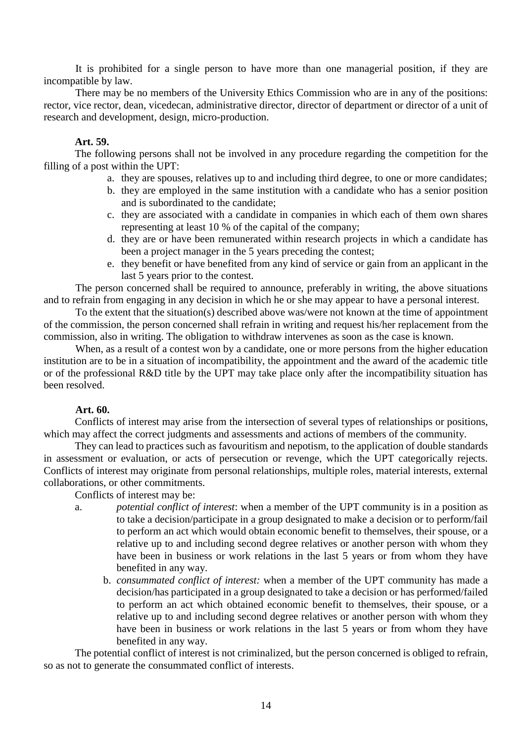It is prohibited for a single person to have more than one managerial position, if they are incompatible by law.

There may be no members of the University Ethics Commission who are in any of the positions: rector, vice rector, dean, vicedecan, administrative director, director of department or director of a unit of research and development, design, micro-production.

**Art. 59.**

The following persons shall not be involved in any procedure regarding the competition for the filling of a post within the UPT:

a. they are spouses, relatives up to and including third degree, to one or more candidates;
b. they are employed in the same institution with a candidate who has a senior position and is subordinated to the candidate;
c. they are associated with a candidate in companies in which each of them own shares representing at least 10 % of the capital of the company;
d. they are or have been remunerated within research projects in which a candidate has been a project manager in the 5 years preceding the contest;
e. they benefit or have benefited from any kind of service or gain from an applicant in the last 5 years prior to the contest.

The person concerned shall be required to announce, preferably in writing, the above situations and to refrain from engaging in any decision in which he or she may appear to have a personal interest.

To the extent that the situation(s) described above was/were not known at the time of appointment of the commission, the person concerned shall refrain in writing and request his/her replacement from the commission, also in writing. The obligation to withdraw intervenes as soon as the case is known.

When, as a result of a contest won by a candidate, one or more persons from the higher education institution are to be in a situation of incompatibility, the appointment and the award of the academic title or of the professional R&D title by the UPT may take place only after the incompatibility situation has been resolved.

**Art. 60.**

Conflicts of interest may arise from the intersection of several types of relationships or positions, which may affect the correct judgments and assessments and actions of members of the community.

They can lead to practices such as favouritism and nepotism, to the application of double standards in assessment or evaluation, or acts of persecution or revenge, which the UPT categorically rejects. Conflicts of interest may originate from personal relationships, multiple roles, material interests, external collaborations, or other commitments.

Conflicts of interest may be:

a. *potential conflict of interest*: when a member of the UPT community is in a position as to take a decision/participate in a group designated to make a decision or to perform/fail to perform an act which would obtain economic benefit to themselves, their spouse, or a relative up to and including second degree relatives or another person with whom they have been in business or work relations in the last 5 years or from whom they have benefited in any way.
b. *consummated conflict of interest:* when a member of the UPT community has made a decision/has participated in a group designated to take a decision or has performed/failed to perform an act which obtained economic benefit to themselves, their spouse, or a relative up to and including second degree relatives or another person with whom they have been in business or work relations in the last 5 years or from whom they have benefited in any way.

The potential conflict of interest is not criminalized, but the person concerned is obliged to refrain, so as not to generate the consummated conflict of interests.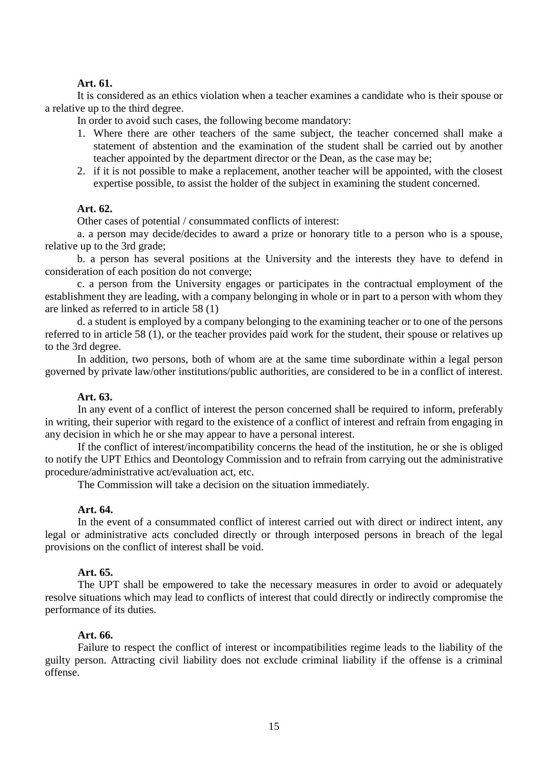**Art. 61.**

It is considered as an ethics violation when a teacher examines a candidate who is their spouse or a relative up to the third degree.

In order to avoid such cases, the following become mandatory:

1. Where there are other teachers of the same subject, the teacher concerned shall make a statement of abstention and the examination of the student shall be carried out by another teacher appointed by the department director or the Dean, as the case may be;
2. if it is not possible to make a replacement, another teacher will be appointed, with the closest expertise possible, to assist the holder of the subject in examining the student concerned.

**Art. 62.**

Other cases of potential / consummated conflicts of interest:

a. a person may decide/decides to award a prize or honorary title to a person who is a spouse, relative up to the 3rd grade;

b. a person has several positions at the University and the interests they have to defend in consideration of each position do not converge;

c. a person from the University engages or participates in the contractual employment of the establishment they are leading, with a company belonging in whole or in part to a person with whom they are linked as referred to in article 58 (1)

d. a student is employed by a company belonging to the examining teacher or to one of the persons referred to in article 58 (1), or the teacher provides paid work for the student, their spouse or relatives up to the 3rd degree.

In addition, two persons, both of whom are at the same time subordinate within a legal person governed by private law/other institutions/public authorities, are considered to be in a conflict of interest.

**Art. 63.**

In any event of a conflict of interest the person concerned shall be required to inform, preferably in writing, their superior with regard to the existence of a conflict of interest and refrain from engaging in any decision in which he or she may appear to have a personal interest.

If the conflict of interest/incompatibility concerns the head of the institution, he or she is obliged to notify the UPT Ethics and Deontology Commission and to refrain from carrying out the administrative procedure/administrative act/evaluation act, etc.

The Commission will take a decision on the situation immediately.

**Art. 64.**

In the event of a consummated conflict of interest carried out with direct or indirect intent, any legal or administrative acts concluded directly or through interposed persons in breach of the legal provisions on the conflict of interest shall be void.

**Art. 65.**

The UPT shall be empowered to take the necessary measures in order to avoid or adequately resolve situations which may lead to conflicts of interest that could directly or indirectly compromise the performance of its duties.

**Art. 66.**

Failure to respect the conflict of interest or incompatibilities regime leads to the liability of the guilty person. Attracting civil liability does not exclude criminal liability if the offense is a criminal offense.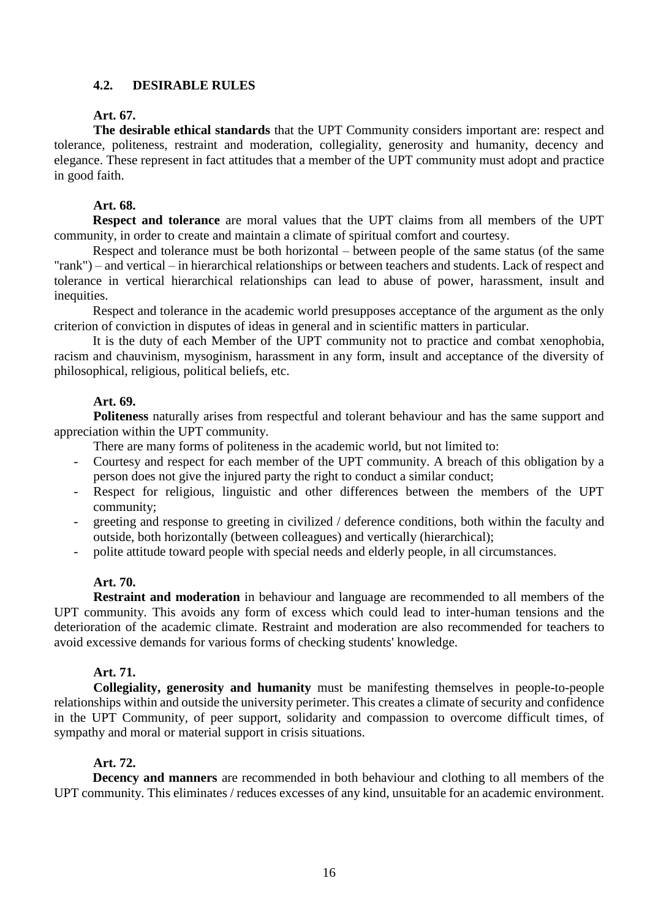## 4.2. DESIRABLE RULES

**Art. 67.**

**The desirable ethical standards** that the UPT Community considers important are: respect and tolerance, politeness, restraint and moderation, collegiality, generosity and humanity, decency and elegance. These represent in fact attitudes that a member of the UPT community must adopt and practice in good faith.

**Art. 68.**

**Respect and tolerance** are moral values that the UPT claims from all members of the UPT community, in order to create and maintain a climate of spiritual comfort and courtesy.

Respect and tolerance must be both horizontal – between people of the same status (of the same "rank") – and vertical – in hierarchical relationships or between teachers and students. Lack of respect and tolerance in vertical hierarchical relationships can lead to abuse of power, harassment, insult and inequities.

Respect and tolerance in the academic world presupposes acceptance of the argument as the only criterion of conviction in disputes of ideas in general and in scientific matters in particular.

It is the duty of each Member of the UPT community not to practice and combat xenophobia, racism and chauvinism, mysoginism, harassment in any form, insult and acceptance of the diversity of philosophical, religious, political beliefs, etc.

**Art. 69.**

**Politeness** naturally arises from respectful and tolerant behaviour and has the same support and appreciation within the UPT community.

There are many forms of politeness in the academic world, but not limited to:

- Courtesy and respect for each member of the UPT community. A breach of this obligation by a person does not give the injured party the right to conduct a similar conduct;
- Respect for religious, linguistic and other differences between the members of the UPT community;
- greeting and response to greeting in civilized / deference conditions, both within the faculty and outside, both horizontally (between colleagues) and vertically (hierarchical);
- polite attitude toward people with special needs and elderly people, in all circumstances.

**Art. 70.**

**Restraint and moderation** in behaviour and language are recommended to all members of the UPT community. This avoids any form of excess which could lead to inter-human tensions and the deterioration of the academic climate. Restraint and moderation are also recommended for teachers to avoid excessive demands for various forms of checking students' knowledge.

**Art. 71.**

**Collegiality, generosity and humanity** must be manifesting themselves in people-to-people relationships within and outside the university perimeter. This creates a climate of security and confidence in the UPT Community, of peer support, solidarity and compassion to overcome difficult times, of sympathy and moral or material support in crisis situations.

**Art. 72.**

**Decency and manners** are recommended in both behaviour and clothing to all members of the UPT community. This eliminates / reduces excesses of any kind, unsuitable for an academic environment.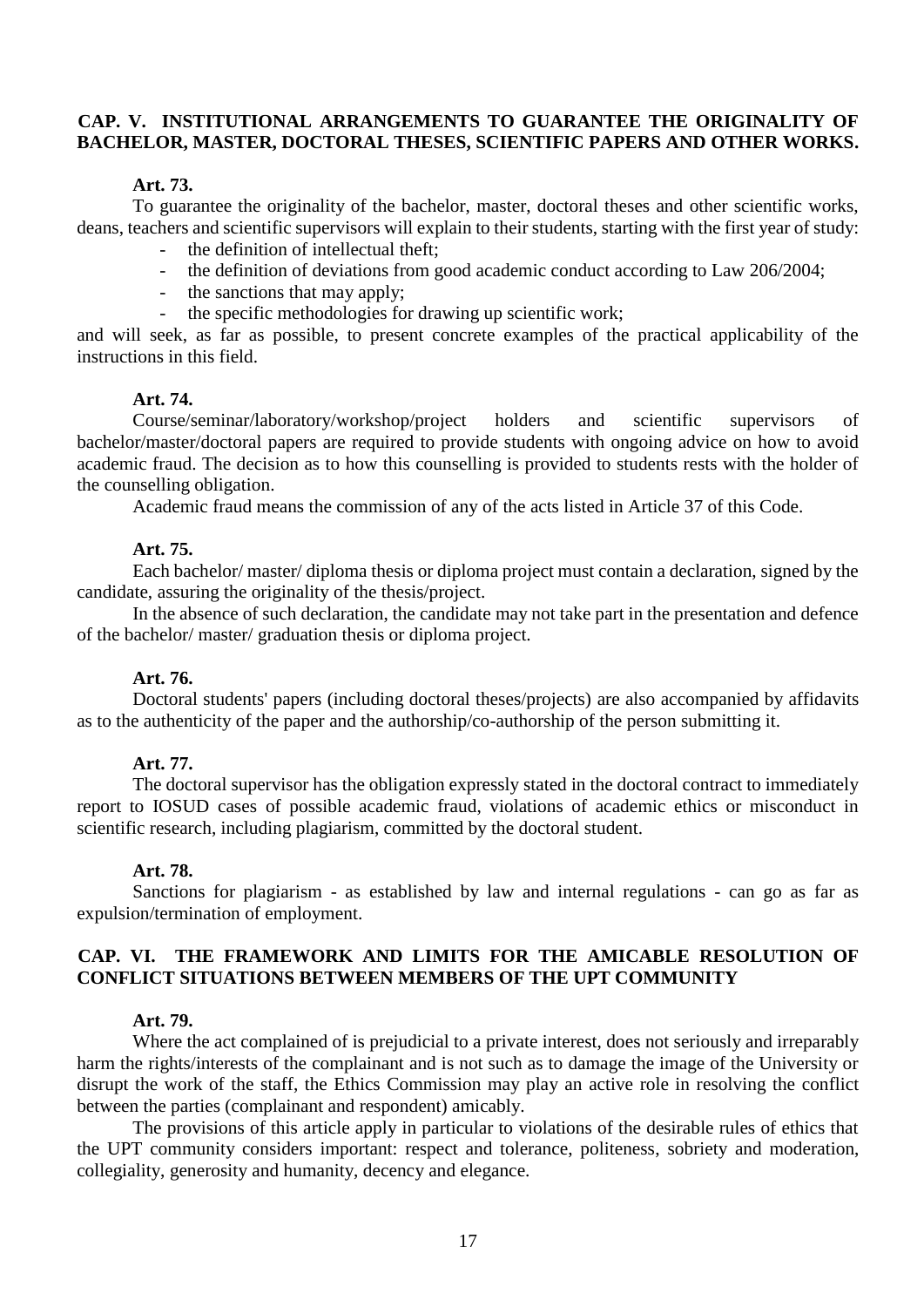## CAP. V. INSTITUTIONAL ARRANGEMENTS TO GUARANTEE THE ORIGINALITY OF BACHELOR, MASTER, DOCTORAL THESES, SCIENTIFIC PAPERS AND OTHER WORKS.

**Art. 73.**

To guarantee the originality of the bachelor, master, doctoral theses and other scientific works, deans, teachers and scientific supervisors will explain to their students, starting with the first year of study:

- the definition of intellectual theft;
- the definition of deviations from good academic conduct according to Law 206/2004;
- the sanctions that may apply;
- the specific methodologies for drawing up scientific work;

and will seek, as far as possible, to present concrete examples of the practical applicability of the instructions in this field.

**Art. 74.**

Course/seminar/laboratory/workshop/project holders and scientific supervisors of bachelor/master/doctoral papers are required to provide students with ongoing advice on how to avoid academic fraud. The decision as to how this counselling is provided to students rests with the holder of the counselling obligation.

Academic fraud means the commission of any of the acts listed in Article 37 of this Code.

**Art. 75.**

Each bachelor/ master/ diploma thesis or diploma project must contain a declaration, signed by the candidate, assuring the originality of the thesis/project.

In the absence of such declaration, the candidate may not take part in the presentation and defence of the bachelor/ master/ graduation thesis or diploma project.

**Art. 76.**

Doctoral students' papers (including doctoral theses/projects) are also accompanied by affidavits as to the authenticity of the paper and the authorship/co-authorship of the person submitting it.

**Art. 77.**

The doctoral supervisor has the obligation expressly stated in the doctoral contract to immediately report to IOSUD cases of possible academic fraud, violations of academic ethics or misconduct in scientific research, including plagiarism, committed by the doctoral student.

**Art. 78.**

Sanctions for plagiarism - as established by law and internal regulations - can go as far as expulsion/termination of employment.

## CAP. VI. THE FRAMEWORK AND LIMITS FOR THE AMICABLE RESOLUTION OF CONFLICT SITUATIONS BETWEEN MEMBERS OF THE UPT COMMUNITY

**Art. 79.**

Where the act complained of is prejudicial to a private interest, does not seriously and irreparably harm the rights/interests of the complainant and is not such as to damage the image of the University or disrupt the work of the staff, the Ethics Commission may play an active role in resolving the conflict between the parties (complainant and respondent) amicably.

The provisions of this article apply in particular to violations of the desirable rules of ethics that the UPT community considers important: respect and tolerance, politeness, sobriety and moderation, collegiality, generosity and humanity, decency and elegance.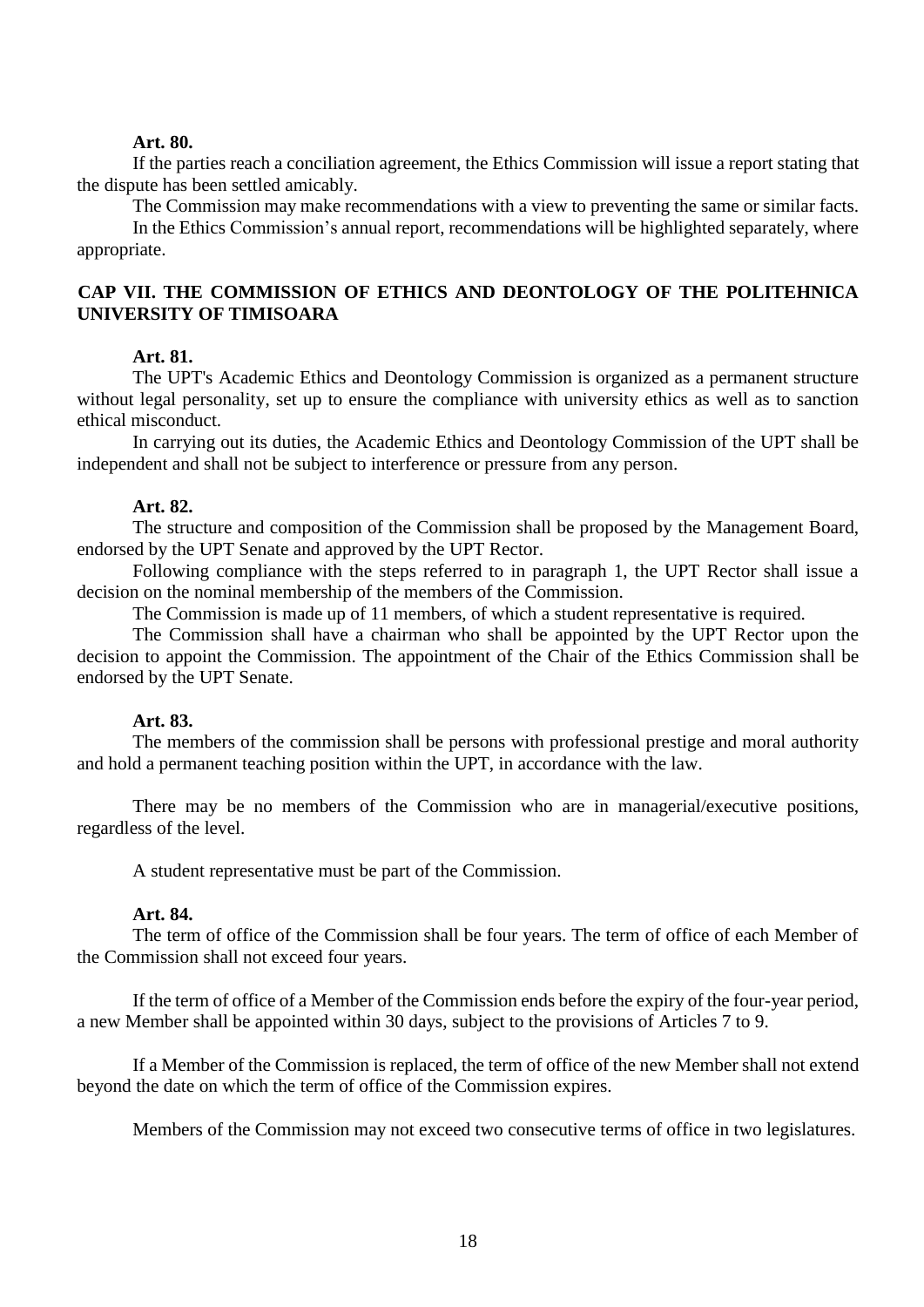**Art. 80.**

If the parties reach a conciliation agreement, the Ethics Commission will issue a report stating that the dispute has been settled amicably.

The Commission may make recommendations with a view to preventing the same or similar facts.

In the Ethics Commission's annual report, recommendations will be highlighted separately, where appropriate.

## CAP VII. THE COMMISSION OF ETHICS AND DEONTOLOGY OF THE POLITEHNICA UNIVERSITY OF TIMISOARA

**Art. 81.**

The UPT's Academic Ethics and Deontology Commission is organized as a permanent structure without legal personality, set up to ensure the compliance with university ethics as well as to sanction ethical misconduct.

In carrying out its duties, the Academic Ethics and Deontology Commission of the UPT shall be independent and shall not be subject to interference or pressure from any person.

**Art. 82.**

The structure and composition of the Commission shall be proposed by the Management Board, endorsed by the UPT Senate and approved by the UPT Rector.

Following compliance with the steps referred to in paragraph 1, the UPT Rector shall issue a decision on the nominal membership of the members of the Commission.

The Commission is made up of 11 members, of which a student representative is required.

The Commission shall have a chairman who shall be appointed by the UPT Rector upon the decision to appoint the Commission. The appointment of the Chair of the Ethics Commission shall be endorsed by the UPT Senate.

**Art. 83.**

The members of the commission shall be persons with professional prestige and moral authority and hold a permanent teaching position within the UPT, in accordance with the law.

There may be no members of the Commission who are in managerial/executive positions, regardless of the level.

A student representative must be part of the Commission.

**Art. 84.**

The term of office of the Commission shall be four years. The term of office of each Member of the Commission shall not exceed four years.

If the term of office of a Member of the Commission ends before the expiry of the four-year period, a new Member shall be appointed within 30 days, subject to the provisions of Articles 7 to 9.

If a Member of the Commission is replaced, the term of office of the new Member shall not extend beyond the date on which the term of office of the Commission expires.

Members of the Commission may not exceed two consecutive terms of office in two legislatures.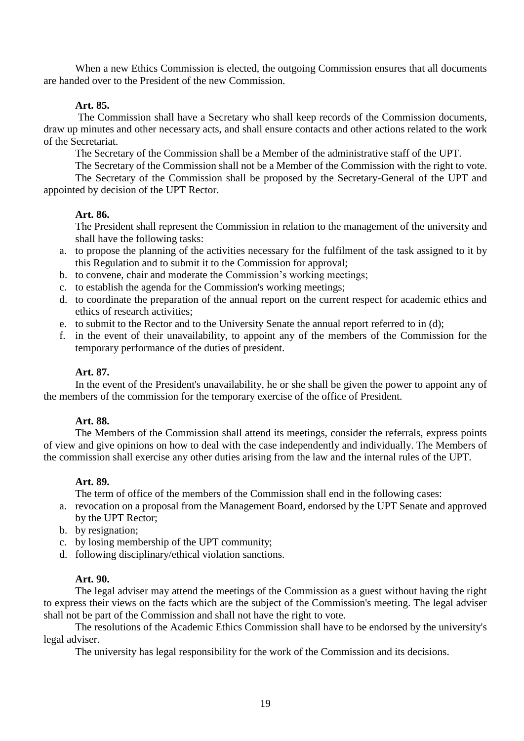When a new Ethics Commission is elected, the outgoing Commission ensures that all documents are handed over to the President of the new Commission.

**Art. 85.**

The Commission shall have a Secretary who shall keep records of the Commission documents, draw up minutes and other necessary acts, and shall ensure contacts and other actions related to the work of the Secretariat.

The Secretary of the Commission shall be a Member of the administrative staff of the UPT.

The Secretary of the Commission shall not be a Member of the Commission with the right to vote.

The Secretary of the Commission shall be proposed by the Secretary-General of the UPT and appointed by decision of the UPT Rector.

**Art. 86.**

The President shall represent the Commission in relation to the management of the university and shall have the following tasks:

a. to propose the planning of the activities necessary for the fulfilment of the task assigned to it by this Regulation and to submit it to the Commission for approval;
b. to convene, chair and moderate the Commission's working meetings;
c. to establish the agenda for the Commission's working meetings;
d. to coordinate the preparation of the annual report on the current respect for academic ethics and ethics of research activities;
e. to submit to the Rector and to the University Senate the annual report referred to in (d);
f. in the event of their unavailability, to appoint any of the members of the Commission for the temporary performance of the duties of president.

**Art. 87.**

In the event of the President's unavailability, he or she shall be given the power to appoint any of the members of the commission for the temporary exercise of the office of President.

**Art. 88.**

The Members of the Commission shall attend its meetings, consider the referrals, express points of view and give opinions on how to deal with the case independently and individually. The Members of the commission shall exercise any other duties arising from the law and the internal rules of the UPT.

**Art. 89.**

The term of office of the members of the Commission shall end in the following cases:

a. revocation on a proposal from the Management Board, endorsed by the UPT Senate and approved by the UPT Rector;
b. by resignation;
c. by losing membership of the UPT community;
d. following disciplinary/ethical violation sanctions.

**Art. 90.**

The legal adviser may attend the meetings of the Commission as a guest without having the right to express their views on the facts which are the subject of the Commission's meeting. The legal adviser shall not be part of the Commission and shall not have the right to vote.

The resolutions of the Academic Ethics Commission shall have to be endorsed by the university's legal adviser.

The university has legal responsibility for the work of the Commission and its decisions.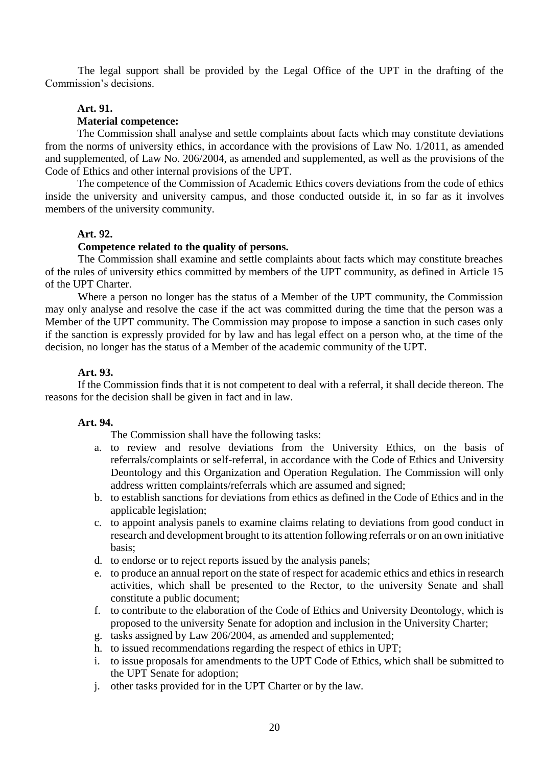The legal support shall be provided by the Legal Office of the UPT in the drafting of the Commission's decisions.

**Art. 91.**

**Material competence:**

The Commission shall analyse and settle complaints about facts which may constitute deviations from the norms of university ethics, in accordance with the provisions of Law No. 1/2011, as amended and supplemented, of Law No. 206/2004, as amended and supplemented, as well as the provisions of the Code of Ethics and other internal provisions of the UPT.

The competence of the Commission of Academic Ethics covers deviations from the code of ethics inside the university and university campus, and those conducted outside it, in so far as it involves members of the university community.

**Art. 92.**

**Competence related to the quality of persons.**

The Commission shall examine and settle complaints about facts which may constitute breaches of the rules of university ethics committed by members of the UPT community, as defined in Article 15 of the UPT Charter.

Where a person no longer has the status of a Member of the UPT community, the Commission may only analyse and resolve the case if the act was committed during the time that the person was a Member of the UPT community. The Commission may propose to impose a sanction in such cases only if the sanction is expressly provided for by law and has legal effect on a person who, at the time of the decision, no longer has the status of a Member of the academic community of the UPT.

**Art. 93.**

If the Commission finds that it is not competent to deal with a referral, it shall decide thereon. The reasons for the decision shall be given in fact and in law.

**Art. 94.**

The Commission shall have the following tasks:

a. to review and resolve deviations from the University Ethics, on the basis of referrals/complaints or self-referral, in accordance with the Code of Ethics and University Deontology and this Organization and Operation Regulation. The Commission will only address written complaints/referrals which are assumed and signed;
b. to establish sanctions for deviations from ethics as defined in the Code of Ethics and in the applicable legislation;
c. to appoint analysis panels to examine claims relating to deviations from good conduct in research and development brought to its attention following referrals or on an own initiative basis;
d. to endorse or to reject reports issued by the analysis panels;
e. to produce an annual report on the state of respect for academic ethics and ethics in research activities, which shall be presented to the Rector, to the university Senate and shall constitute a public document;
f. to contribute to the elaboration of the Code of Ethics and University Deontology, which is proposed to the university Senate for adoption and inclusion in the University Charter;
g. tasks assigned by Law 206/2004, as amended and supplemented;
h. to issued recommendations regarding the respect of ethics in UPT;
i. to issue proposals for amendments to the UPT Code of Ethics, which shall be submitted to the UPT Senate for adoption;
j. other tasks provided for in the UPT Charter or by the law.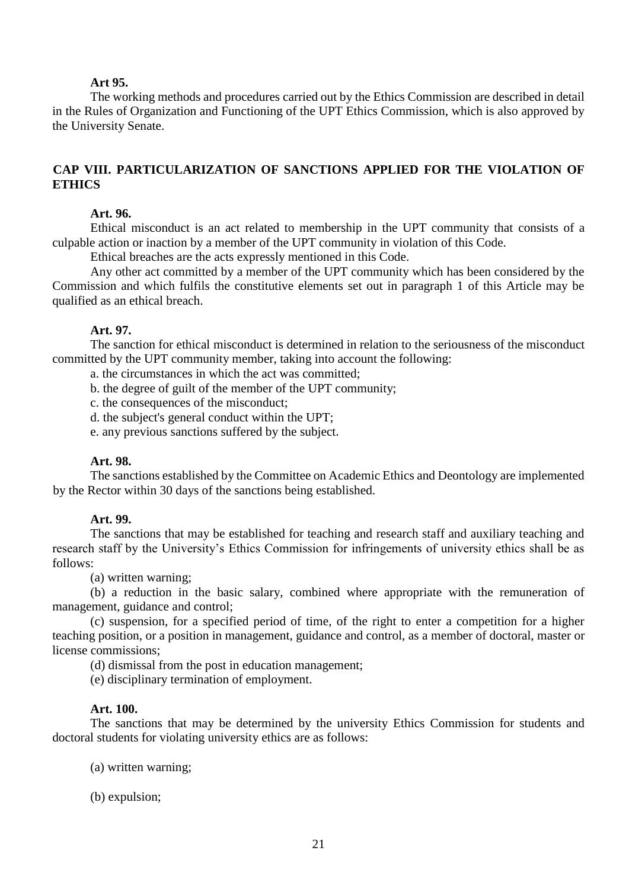**Art 95.**

The working methods and procedures carried out by the Ethics Commission are described in detail in the Rules of Organization and Functioning of the UPT Ethics Commission, which is also approved by the University Senate.

## CAP VIII. PARTICULARIZATION OF SANCTIONS APPLIED FOR THE VIOLATION OF ETHICS

**Art. 96.**

Ethical misconduct is an act related to membership in the UPT community that consists of a culpable action or inaction by a member of the UPT community in violation of this Code.

Ethical breaches are the acts expressly mentioned in this Code.

Any other act committed by a member of the UPT community which has been considered by the Commission and which fulfils the constitutive elements set out in paragraph 1 of this Article may be qualified as an ethical breach.

**Art. 97.**

The sanction for ethical misconduct is determined in relation to the seriousness of the misconduct committed by the UPT community member, taking into account the following:

a. the circumstances in which the act was committed;

b. the degree of guilt of the member of the UPT community;

c. the consequences of the misconduct;

d. the subject's general conduct within the UPT;

e. any previous sanctions suffered by the subject.

**Art. 98.**

The sanctions established by the Committee on Academic Ethics and Deontology are implemented by the Rector within 30 days of the sanctions being established.

**Art. 99.**

The sanctions that may be established for teaching and research staff and auxiliary teaching and research staff by the University's Ethics Commission for infringements of university ethics shall be as follows:

(a) written warning;

(b) a reduction in the basic salary, combined where appropriate with the remuneration of management, guidance and control;

(c) suspension, for a specified period of time, of the right to enter a competition for a higher teaching position, or a position in management, guidance and control, as a member of doctoral, master or license commissions;

(d) dismissal from the post in education management;

(e) disciplinary termination of employment.

**Art. 100.**

The sanctions that may be determined by the university Ethics Commission for students and doctoral students for violating university ethics are as follows:

(a) written warning;

(b) expulsion;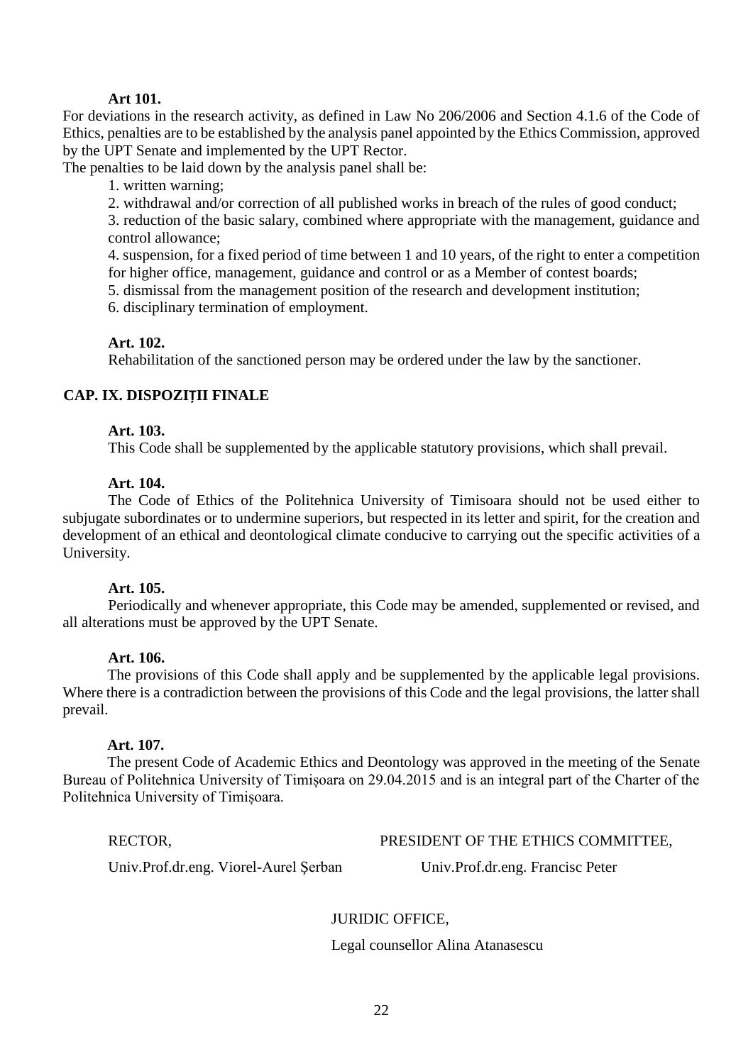**Art 101.**

For deviations in the research activity, as defined in Law No 206/2006 and Section 4.1.6 of the Code of Ethics, penalties are to be established by the analysis panel appointed by the Ethics Commission, approved by the UPT Senate and implemented by the UPT Rector.

The penalties to be laid down by the analysis panel shall be:

1. written warning;
2. withdrawal and/or correction of all published works in breach of the rules of good conduct;
3. reduction of the basic salary, combined where appropriate with the management, guidance and control allowance;
4. suspension, for a fixed period of time between 1 and 10 years, of the right to enter a competition for higher office, management, guidance and control or as a Member of contest boards;
5. dismissal from the management position of the research and development institution;
6. disciplinary termination of employment.

**Art. 102.**

Rehabilitation of the sanctioned person may be ordered under the law by the sanctioner.

## CAP. IX. DISPOZIȚII FINALE

**Art. 103.**

This Code shall be supplemented by the applicable statutory provisions, which shall prevail.

**Art. 104.**

The Code of Ethics of the Politehnica University of Timisoara should not be used either to subjugate subordinates or to undermine superiors, but respected in its letter and spirit, for the creation and development of an ethical and deontological climate conducive to carrying out the specific activities of a University.

**Art. 105.**

Periodically and whenever appropriate, this Code may be amended, supplemented or revised, and all alterations must be approved by the UPT Senate.

**Art. 106.**

The provisions of this Code shall apply and be supplemented by the applicable legal provisions. Where there is a contradiction between the provisions of this Code and the legal provisions, the latter shall prevail.

**Art. 107.**

The present Code of Academic Ethics and Deontology was approved in the meeting of the Senate Bureau of Politehnica University of Timișoara on 29.04.2015 and is an integral part of the Charter of the Politehnica University of Timișoara.

RECTOR,

Univ.Prof.dr.eng. Viorel-Aurel Șerban

PRESIDENT OF THE ETHICS COMMITTEE,

Univ.Prof.dr.eng. Francisc Peter

JURIDIC OFFICE,

Legal counsellor Alina Atanasescu